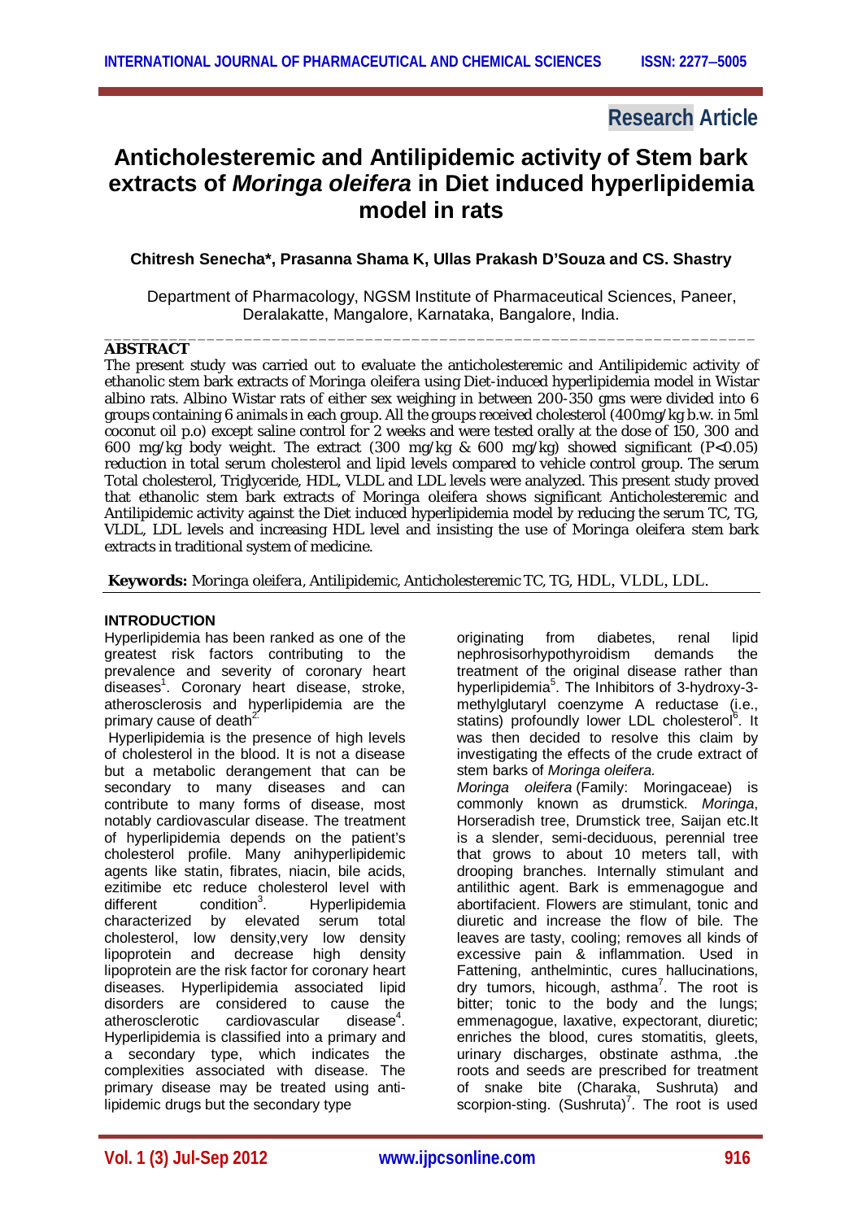Research Article

# Anticholesteremic and Antilipidemic activity of Stem bark extracts of *Moringa oleifera* in Diet induced hyperlipidemia model in rats

**Chitresh Senecha*, Prasanna Shama K, Ullas Prakash D'Souza and CS. Shastry**

Department of Pharmacology, NGSM Institute of Pharmaceutical Sciences, Paneer, Deralakatte, Mangalore, Karnataka, Bangalore, India.

---

## ABSTRACT

The present study was carried out to evaluate the anticholesteremic and Antilipidemic activity of ethanolic stem bark extracts of Moringa oleifera using Diet-induced hyperlipidemia model in Wistar albino rats. Albino Wistar rats of either sex weighing in between 200-350 gms were divided into 6 groups containing 6 animals in each group. All the groups received cholesterol (400mg/kg b.w. in 5ml coconut oil p.o) except saline control for 2 weeks and were tested orally at the dose of 150, 300 and 600 mg/kg body weight. The extract (300 mg/kg & 600 mg/kg) showed significant ($P<0.05$) reduction in total serum cholesterol and lipid levels compared to vehicle control group. The serum Total cholesterol, Triglyceride, HDL, VLDL and LDL levels were analyzed. This present study proved that ethanolic stem bark extracts of Moringa oleifera shows significant Anticholesteremic and Antilipidemic activity against the Diet induced hyperlipidemia model by reducing the serum TC, TG, VLDL, LDL levels and increasing HDL level and insisting the use of Moringa oleifera stem bark extracts in traditional system of medicine.

**Keywords:** Moringa oleifera, Antilipidemic, Anticholesteremic TC, TG, HDL, VLDL, LDL.

## INTRODUCTION

Hyperlipidemia has been ranked as one of the greatest risk factors contributing to the prevalence and severity of coronary heart diseases[1]. Coronary heart disease, stroke, atherosclerosis and hyperlipidemia are the primary cause of death[2].

Hyperlipidemia is the presence of high levels of cholesterol in the blood. It is not a disease but a metabolic derangement that can be secondary to many diseases and can contribute to many forms of disease, most notably cardiovascular disease. The treatment of hyperlipidemia depends on the patient's cholesterol profile. Many anihyperlipidemic agents like statin, fibrates, niacin, bile acids, ezitimibe etc reduce cholesterol level with different condition[3]. Hyperlipidemia characterized by elevated serum total cholesterol, low density,very low density lipoprotein and decrease high density lipoprotein are the risk factor for coronary heart diseases. Hyperlipidemia associated lipid disorders are considered to cause the atherosclerotic cardiovascular disease[4]. Hyperlipidemia is classified into a primary and a secondary type, which indicates the complexities associated with disease. The primary disease may be treated using anti-lipidemic drugs but the secondary type originating from diabetes, renal lipid nephrosisorhypothyroidism demands the treatment of the original disease rather than hyperlipidemia[5]. The Inhibitors of 3-hydroxy-3-methylglutaryl coenzyme A reductase (i.e., statins) profoundly lower LDL cholesterol[6]. It was then decided to resolve this claim by investigating the effects of the crude extract of stem barks of *Moringa oleifera.*

*Moringa oleifera* (Family: Moringaceae) is commonly known as drumstick. *Moringa*, Horseradish tree, Drumstick tree, Saijan etc.It is a slender, semi-deciduous, perennial tree that grows to about 10 meters tall, with drooping branches. Internally stimulant and antilithic agent. Bark is emmenagogue and abortifacient. Flowers are stimulant, tonic and diuretic and increase the flow of bile. The leaves are tasty, cooling; removes all kinds of excessive pain & inflammation. Used in Fattening, anthelmintic, cures hallucinations, dry tumors, hicough, asthma[7]. The root is bitter; tonic to the body and the lungs; emmenagogue, laxative, expectorant, diuretic; enriches the blood, cures stomatitis, gleets, urinary discharges, obstinate asthma, .the roots and seeds are prescribed for treatment of snake bite (Charaka, Sushruta) and scorpion-sting. (Sushruta)[7]. The root is used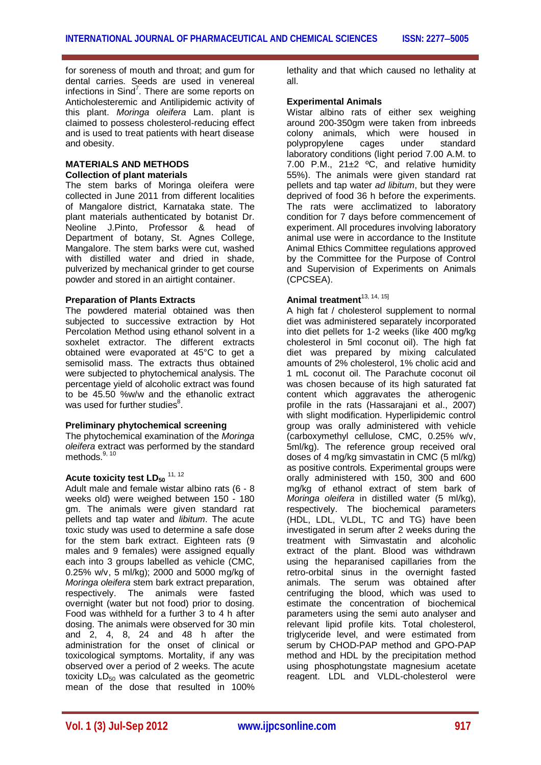for soreness of mouth and throat; and gum for dental carries. Seeds are used in venereal infections in Sind[7]. There are some reports on Anticholesteremic and Antilipidemic activity of this plant. *Moringa oleifera* Lam. plant is claimed to possess cholesterol-reducing effect and is used to treat patients with heart disease and obesity.

## MATERIALS AND METHODS

### Collection of plant materials

The stem barks of Moringa oleifera were collected in June 2011 from different localities of Mangalore district, Karnataka state. The plant materials authenticated by botanist Dr. Neoline J.Pinto, Professor & head of Department of botany, St. Agnes College, Mangalore. The stem barks were cut, washed with distilled water and dried in shade, pulverized by mechanical grinder to get course powder and stored in an airtight container.

### Preparation of Plants Extracts

The powdered material obtained was then subjected to successive extraction by Hot Percolation Method using ethanol solvent in a soxhelet extractor. The different extracts obtained were evaporated at 45°C to get a semisolid mass. The extracts thus obtained were subjected to phytochemical analysis. The percentage yield of alcoholic extract was found to be 45.50 %w/w and the ethanolic extract was used for further studies[8].

### Preliminary phytochemical screening

The phytochemical examination of the *Moringa oleifera* extract was performed by the standard methods.[9, 10]

### Acute toxicity test $LD_{50}$ [11, 12]

Adult male and female wistar albino rats (6 - 8 weeks old) were weighed between 150 - 180 gm. The animals were given standard rat pellets and tap water and *libitum*. The acute toxic study was used to determine a safe dose for the stem bark extract. Eighteen rats (9 males and 9 females) were assigned equally each into 3 groups labelled as vehicle (CMC, 0.25% w/v, 5 ml/kg); 2000 and 5000 mg/kg of *Moringa oleifera* stem bark extract preparation, respectively. The animals were fasted overnight (water but not food) prior to dosing. Food was withheld for a further 3 to 4 h after dosing. The animals were observed for 30 min and 2, 4, 8, 24 and 48 h after the administration for the onset of clinical or toxicological symptoms. Mortality, if any was observed over a period of 2 weeks. The acute toxicity $LD_{50}$ was calculated as the geometric mean of the dose that resulted in 100% lethality and that which caused no lethality at all.

### Experimental Animals

Wistar albino rats of either sex weighing around 200-350gm were taken from inbreeds colony animals, which were housed in polypropylene cages under standard laboratory conditions (light period 7.00 A.M. to 7.00 P.M., 21±2 ºC, and relative humidity 55%). The animals were given standard rat pellets and tap water *ad libitum*, but they were deprived of food 36 h before the experiments. The rats were acclimatized to laboratory condition for 7 days before commencement of experiment. All procedures involving laboratory animal use were in accordance to the Institute Animal Ethics Committee regulations approved by the Committee for the Purpose of Control and Supervision of Experiments on Animals (CPCSEA).

### Animal treatment[13, 14, 15]

A high fat / cholesterol supplement to normal diet was administered separately incorporated into diet pellets for 1-2 weeks (like 400 mg/kg cholesterol in 5ml coconut oil). The high fat diet was prepared by mixing calculated amounts of 2% cholesterol, 1% cholic acid and 1 mL coconut oil. The Parachute coconut oil was chosen because of its high saturated fat content which aggravates the atherogenic profile in the rats (Hassarajani et al., 2007) with slight modification. Hyperlipidemic control group was orally administered with vehicle (carboxymethyl cellulose, CMC, 0.25% w/v, 5ml/kg). The reference group received oral doses of 4 mg/kg simvastatin in CMC (5 ml/kg) as positive controls. Experimental groups were orally administered with 150, 300 and 600 mg/kg of ethanol extract of stem bark of *Moringa oleifera* in distilled water (5 ml/kg), respectively. The biochemical parameters (HDL, LDL, VLDL, TC and TG) have been investigated in serum after 2 weeks during the treatment with Simvastatin and alcoholic extract of the plant. Blood was withdrawn using the heparanised capillaries from the retro-orbital sinus in the overnight fasted animals. The serum was obtained after centrifuging the blood, which was used to estimate the concentration of biochemical parameters using the semi auto analyser and relevant lipid profile kits. Total cholesterol, triglyceride level, and were estimated from serum by CHOD-PAP method and GPO-PAP method and HDL by the precipitation method using phosphotungstate magnesium acetate reagent. LDL and VLDL-cholesterol were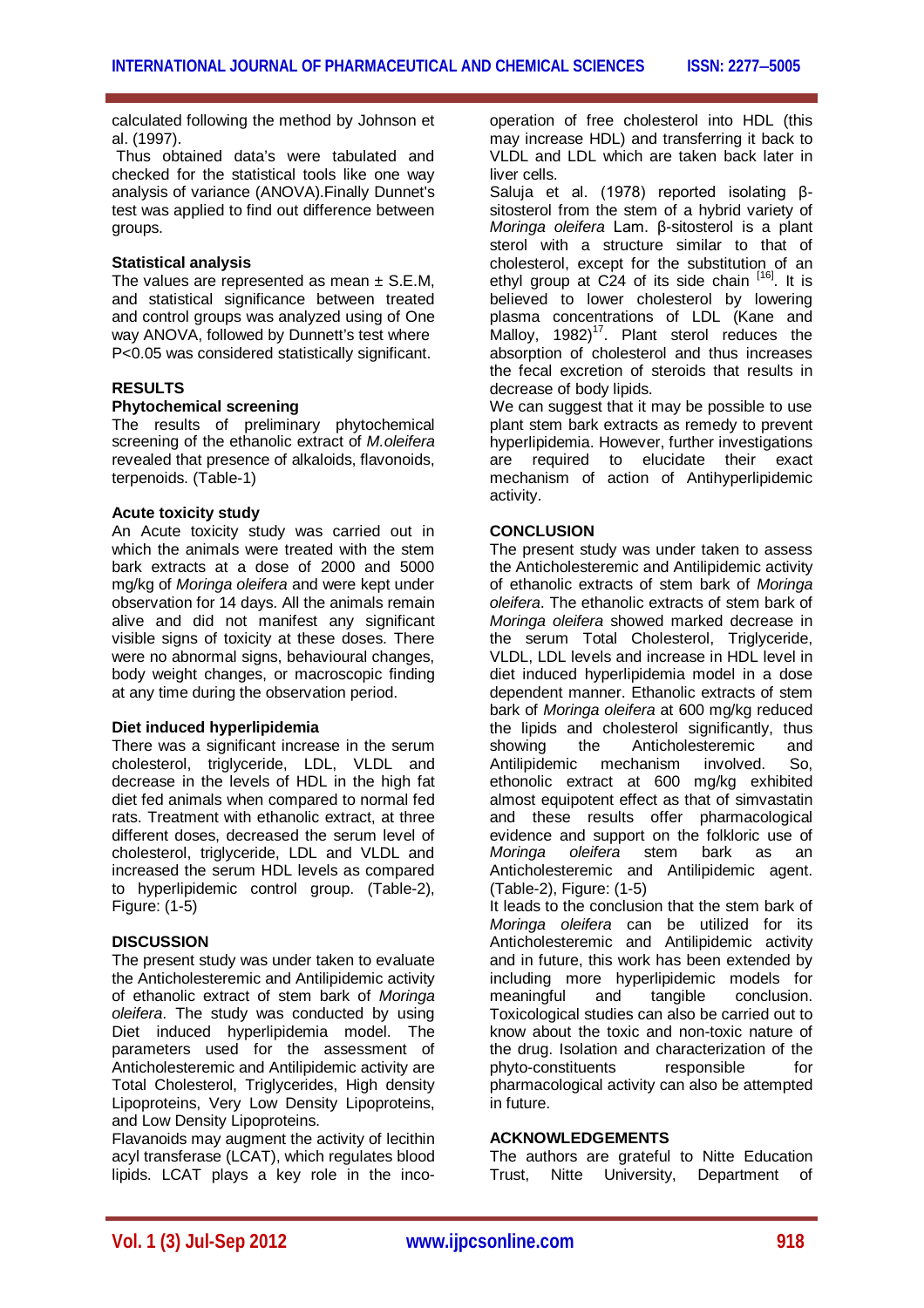calculated following the method by Johnson et al. (1997).

Thus obtained data's were tabulated and checked for the statistical tools like one way analysis of variance (ANOVA).Finally Dunnet's test was applied to find out difference between groups.

**Statistical analysis**

The values are represented as mean ± S.E.M, and statistical significance between treated and control groups was analyzed using of One way ANOVA, followed by Dunnett's test where P<0.05 was considered statistically significant.

## RESULTS

**Phytochemical screening**

The results of preliminary phytochemical screening of the ethanolic extract of *M.oleifera* revealed that presence of alkaloids, flavonoids, terpenoids. (Table-1)

**Acute toxicity study**

An Acute toxicity study was carried out in which the animals were treated with the stem bark extracts at a dose of 2000 and 5000 mg/kg of *Moringa oleifera* and were kept under observation for 14 days. All the animals remain alive and did not manifest any significant visible signs of toxicity at these doses. There were no abnormal signs, behavioural changes, body weight changes, or macroscopic finding at any time during the observation period.

**Diet induced hyperlipidemia**

There was a significant increase in the serum cholesterol, triglyceride, LDL, VLDL and decrease in the levels of HDL in the high fat diet fed animals when compared to normal fed rats. Treatment with ethanolic extract, at three different doses, decreased the serum level of cholesterol, triglyceride, LDL and VLDL and increased the serum HDL levels as compared to hyperlipidemic control group. (Table-2), Figure: (1-5)

## DISCUSSION

The present study was under taken to evaluate the Anticholesteremic and Antilipidemic activity of ethanolic extract of stem bark of *Moringa oleifera*. The study was conducted by using Diet induced hyperlipidemia model. The parameters used for the assessment of Anticholesteremic and Antilipidemic activity are Total Cholesterol, Triglycerides, High density Lipoproteins, Very Low Density Lipoproteins, and Low Density Lipoproteins.

Flavanoids may augment the activity of lecithin acyl transferase (LCAT), which regulates blood lipids. LCAT plays a key role in the incoperation of free cholesterol into HDL (this may increase HDL) and transferring it back to VLDL and LDL which are taken back later in liver cells.

Saluja et al. (1978) reported isolating β-sitosterol from the stem of a hybrid variety of *Moringa oleifera* Lam. β-sitosterol is a plant sterol with a structure similar to that of cholesterol, except for the substitution of an ethyl group at C24 of its side chain [16]. It is believed to lower cholesterol by lowering plasma concentrations of LDL (Kane and Malloy, 1982)[17]. Plant sterol reduces the absorption of cholesterol and thus increases the fecal excretion of steroids that results in decrease of body lipids.

We can suggest that it may be possible to use plant stem bark extracts as remedy to prevent hyperlipidemia. However, further investigations are required to elucidate their exact mechanism of action of Antihyperlipidemic activity.

## CONCLUSION

The present study was under taken to assess the Anticholesteremic and Antilipidemic activity of ethanolic extracts of stem bark of *Moringa oleifera*. The ethanolic extracts of stem bark of *Moringa oleifera* showed marked decrease in the serum Total Cholesterol, Triglyceride, VLDL, LDL levels and increase in HDL level in diet induced hyperlipidemia model in a dose dependent manner. Ethanolic extracts of stem bark of *Moringa oleifera* at 600 mg/kg reduced the lipids and cholesterol significantly, thus showing the Anticholesteremic and Antilipidemic mechanism involved. So, ethonolic extract at 600 mg/kg exhibited almost equipotent effect as that of simvastatin and these results offer pharmacological evidence and support on the folkloric use of *Moringa oleifera* stem bark as an Anticholesteremic and Antilipidemic agent. (Table-2), Figure: (1-5)

It leads to the conclusion that the stem bark of *Moringa oleifera* can be utilized for its Anticholesteremic and Antilipidemic activity and in future, this work has been extended by including more hyperlipidemic models for meaningful and tangible conclusion. Toxicological studies can also be carried out to know about the toxic and non-toxic nature of the drug. Isolation and characterization of the phyto-constituents responsible for pharmacological activity can also be attempted in future.

## ACKNOWLEDGEMENTS

The authors are grateful to Nitte Education Trust, Nitte University, Department of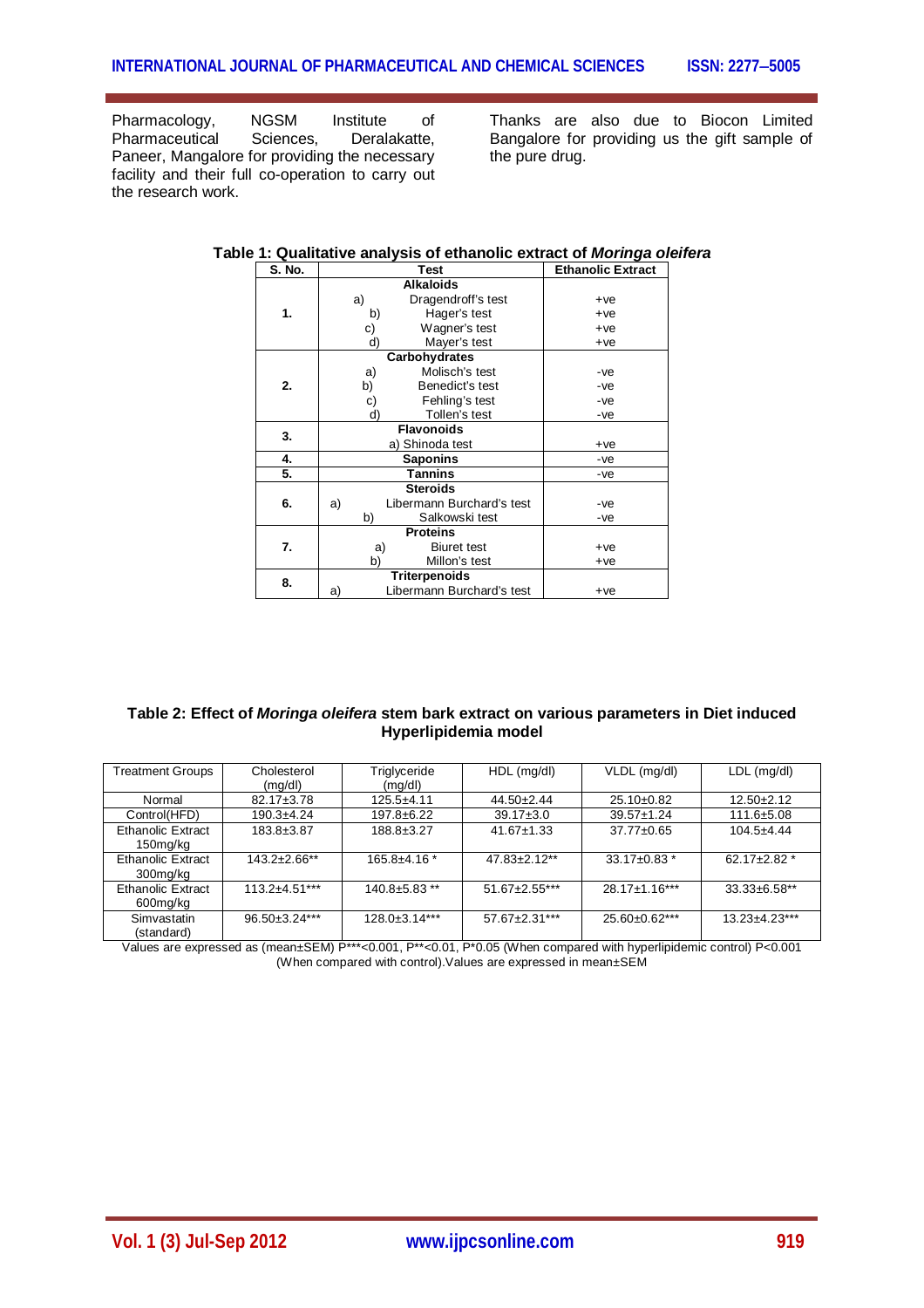Pharmacology, NGSM Institute of Pharmaceutical Sciences, Deralakatte, Paneer, Mangalore for providing the necessary facility and their full co-operation to carry out the research work.

Thanks are also due to Biocon Limited Bangalore for providing us the gift sample of the pure drug.

**Table 1: Qualitative analysis of ethanolic extract of *Moringa oleifera***

| S. No. | Test | Ethanolic Extract |
|---|---|---|
| 1. | **Alkaloids** | |
| | a) Dragendroff's test | +ve |
| | b) Hager's test | +ve |
| | c) Wagner's test | +ve |
| | d) Mayer's test | +ve |
| 2. | **Carbohydrates** | |
| | a) Molisch's test | -ve |
| | b) Benedict's test | -ve |
| | c) Fehling's test | -ve |
| | d) Tollen's test | -ve |
| 3. | **Flavonoids** | |
| | a) Shinoda test | +ve |
| 4. | **Saponins** | -ve |
| 5. | **Tannins** | -ve |
| 6. | **Steroids** | |
| | a) Libermann Burchard's test | -ve |
| | b) Salkowski test | -ve |
| 7. | **Proteins** | |
| | a) Biuret test | +ve |
| | b) Millon's test | +ve |
| 8. | **Triterpenoids** | |
| | a) Libermann Burchard's test | +ve |

**Table 2: Effect of *Moringa oleifera* stem bark extract on various parameters in Diet induced Hyperlipidemia model**

| Treatment Groups | Cholesterol (mg/dl) | Triglyceride (mg/dl) | HDL (mg/dl) | VLDL (mg/dl) | LDL (mg/dl) |
|---|---|---|---|---|---|
| Normal | 82.17±3.78 | 125.5±4.11 | 44.50±2.44 | 25.10±0.82 | 12.50±2.12 |
| Control(HFD) | 190.3±4.24 | 197.8±6.22 | 39.17±3.0 | 39.57±1.24 | 111.6±5.08 |
| Ethanolic Extract 150mg/kg | 183.8±3.87 | 188.8±3.27 | 41.67±1.33 | 37.77±0.65 | 104.5±4.44 |
| Ethanolic Extract 300mg/kg | 143.2±2.66** | 165.8±4.16 * | 47.83±2.12** | 33.17±0.83 * | 62.17±2.82 * |
| Ethanolic Extract 600mg/kg | 113.2±4.51*** | 140.8±5.83 ** | 51.67±2.55*** | 28.17±1.16*** | 33.33±6.58** |
| Simvastatin (standard) | 96.50±3.24*** | 128.0±3.14*** | 57.67±2.31*** | 25.60±0.62*** | 13.23±4.23*** |

Values are expressed as (mean±SEM) P***<0.001, P**<0.01, P*0.05 (When compared with hyperlipidemic control) P<0.001 (When compared with control).Values are expressed in mean±SEM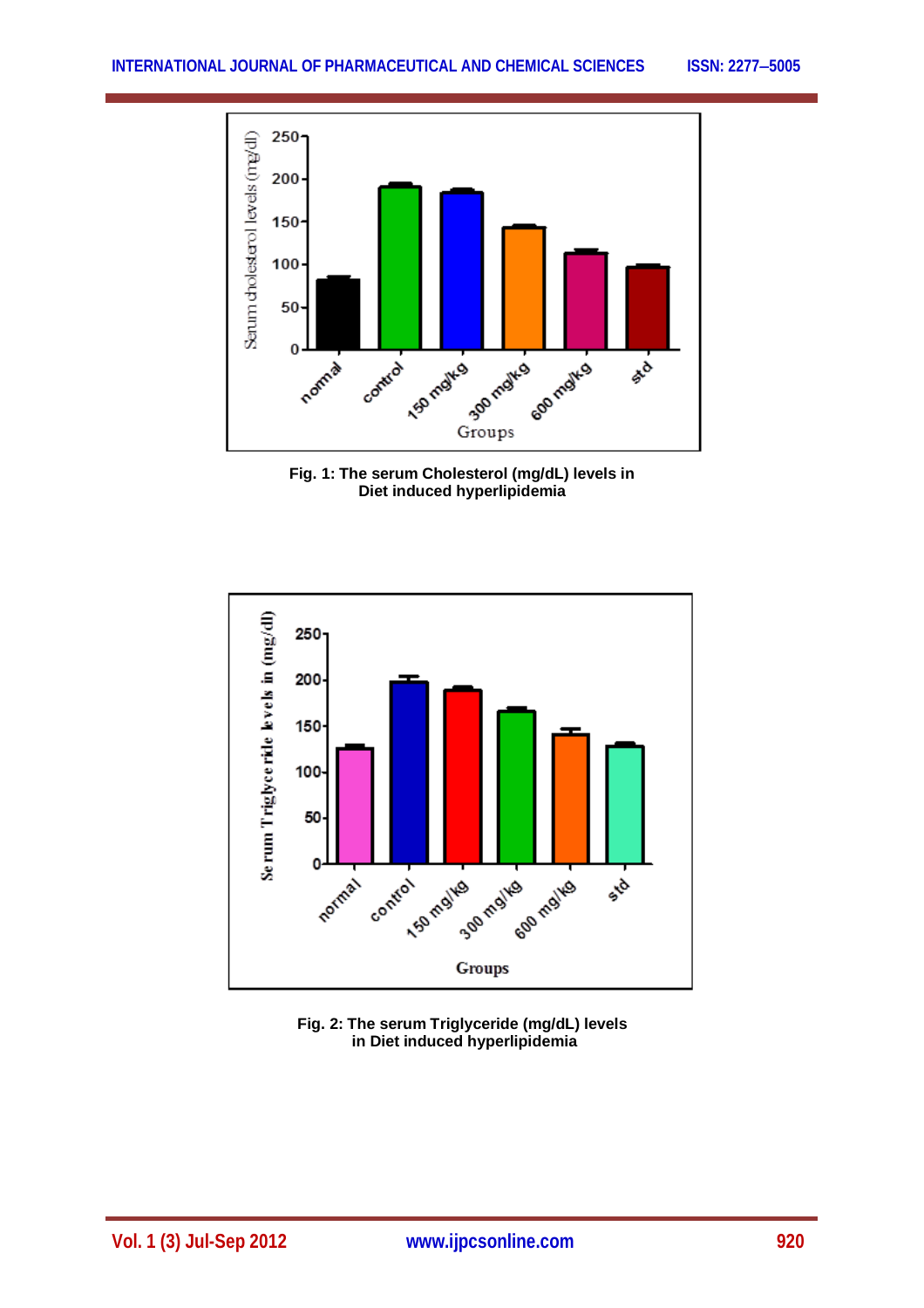**Fig. 1: The serum Cholesterol (mg/dL) levels in Diet induced hyperlipidemia**

**Fig. 2: The serum Triglyceride (mg/dL) levels in Diet induced hyperlipidemia**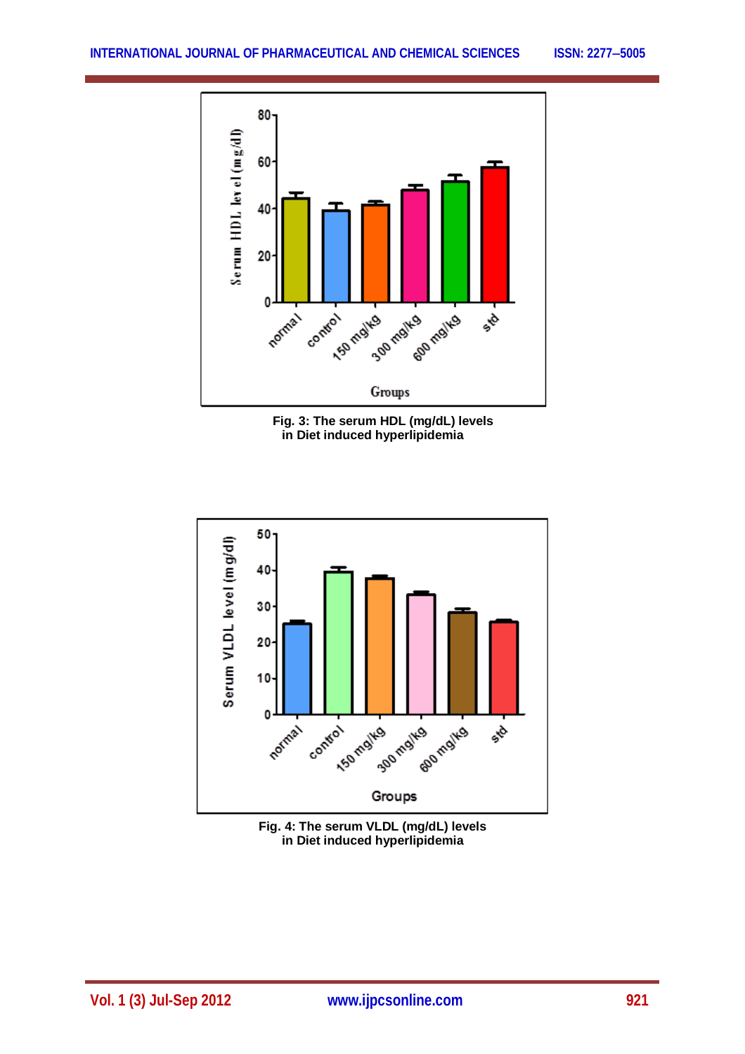Fig. 3: The serum HDL (mg/dL) levels in Diet induced hyperlipidemia

Fig. 4: The serum VLDL (mg/dL) levels in Diet induced hyperlipidemia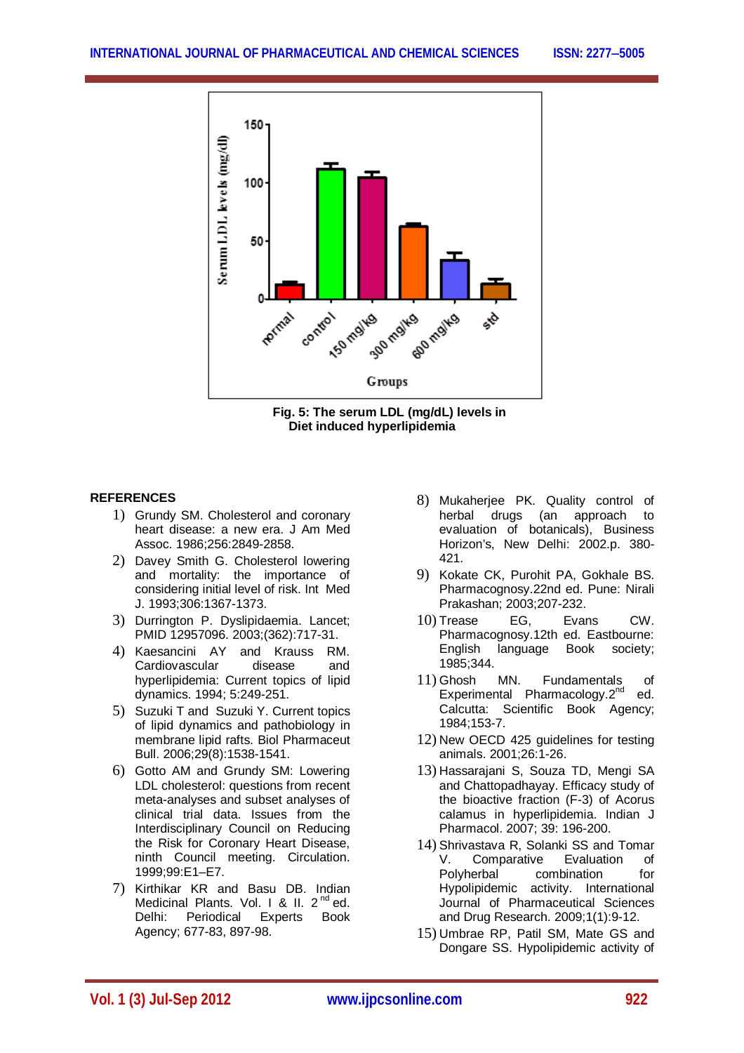Fig. 5: The serum LDL (mg/dL) levels in Diet induced hyperlipidemia

## REFERENCES

1) Grundy SM. Cholesterol and coronary heart disease: a new era. J Am Med Assoc. 1986;256:2849-2858.
2) Davey Smith G. Cholesterol lowering and mortality: the importance of considering initial level of risk. Int Med J. 1993;306:1367-1373.
3) Durrington P. Dyslipidaemia. Lancet; PMID 12957096. 2003;(362):717-31.
4) Kaesancini AY and Krauss RM. Cardiovascular disease and hyperlipidemia: Current topics of lipid dynamics. 1994; 5:249-251.
5) Suzuki T and Suzuki Y. Current topics of lipid dynamics and pathobiology in membrane lipid rafts. Biol Pharmaceut Bull. 2006;29(8):1538-1541.
6) Gotto AM and Grundy SM: Lowering LDL cholesterol: questions from recent meta-analyses and subset analyses of clinical trial data. Issues from the Interdisciplinary Council on Reducing the Risk for Coronary Heart Disease, ninth Council meeting. Circulation. 1999;99:E1–E7.
7) Kirthikar KR and Basu DB. Indian Medicinal Plants. Vol. I & II. 2nd ed. Delhi: Periodical Experts Book Agency; 677-83, 897-98.
8) Mukaherjee PK. Quality control of herbal drugs (an approach to evaluation of botanicals), Business Horizon's, New Delhi: 2002.p. 380-421.
9) Kokate CK, Purohit PA, Gokhale BS. Pharmacognosy.22nd ed. Pune: Nirali Prakashan; 2003;207-232.
10) Trease EG, Evans CW. Pharmacognosy.12th ed. Eastbourne: English language Book society; 1985;344.
11) Ghosh MN. Fundamentals of Experimental Pharmacology.2nd ed. Calcutta: Scientific Book Agency; 1984;153-7.
12) New OECD 425 guidelines for testing animals. 2001;26:1-26.
13) Hassarajani S, Souza TD, Mengi SA and Chattopadhayay. Efficacy study of the bioactive fraction (F-3) of Acorus calamus in hyperlipidemia. Indian J Pharmacol. 2007; 39: 196-200.
14) Shrivastava R, Solanki SS and Tomar V. Comparative Evaluation of Polyherbal combination for Hypolipidemic activity. International Journal of Pharmaceutical Sciences and Drug Research. 2009;1(1):9-12.
15) Umbrae RP, Patil SM, Mate GS and Dongare SS. Hypolipidemic activity of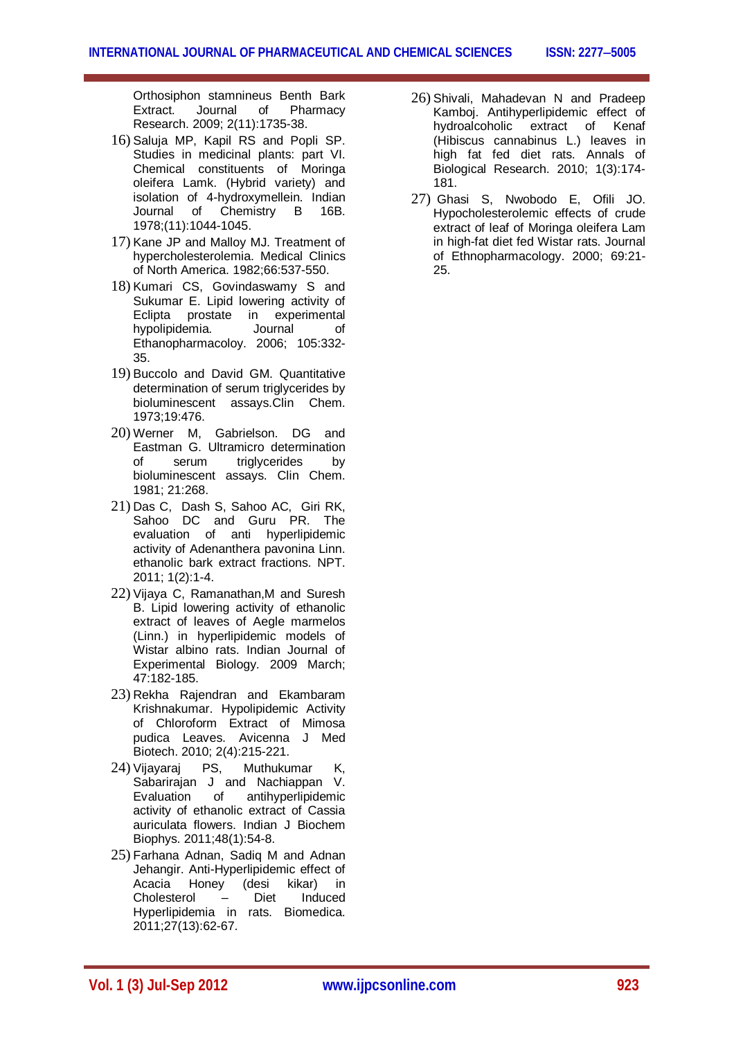Orthosiphon stamnineus Benth Bark Extract. Journal of Pharmacy Research. 2009; 2(11):1735-38.

16) Saluja MP, Kapil RS and Popli SP. Studies in medicinal plants: part VI. Chemical constituents of Moringa oleifera Lamk. (Hybrid variety) and isolation of 4-hydroxymellein. Indian Journal of Chemistry B 16B. 1978;(11):1044-1045.
17) Kane JP and Malloy MJ. Treatment of hypercholesterolemia. Medical Clinics of North America. 1982;66:537-550.
18) Kumari CS, Govindaswamy S and Sukumar E. Lipid lowering activity of Eclipta prostate in experimental hypolipidemia. Journal of Ethanopharmacoloy. 2006; 105:332-35.
19) Buccolo and David GM. Quantitative determination of serum triglycerides by bioluminescent assays.Clin Chem. 1973;19:476.
20) Werner M, Gabrielson. DG and Eastman G. Ultramicro determination of serum triglycerides by bioluminescent assays. Clin Chem. 1981; 21:268.
21) Das C, Dash S, Sahoo AC, Giri RK, Sahoo DC and Guru PR. The evaluation of anti hyperlipidemic activity of Adenanthera pavonina Linn. ethanolic bark extract fractions. NPT. 2011; 1(2):1-4.
22) Vijaya C, Ramanathan,M and Suresh B. Lipid lowering activity of ethanolic extract of leaves of Aegle marmelos (Linn.) in hyperlipidemic models of Wistar albino rats. Indian Journal of Experimental Biology. 2009 March; 47:182-185.
23) Rekha Rajendran and Ekambaram Krishnakumar. Hypolipidemic Activity of Chloroform Extract of Mimosa pudica Leaves. Avicenna J Med Biotech. 2010; 2(4):215-221.
24) Vijayaraj PS, Muthukumar K, Sabarirajan J and Nachiappan V. Evaluation of antihyperlipidemic activity of ethanolic extract of Cassia auriculata flowers. Indian J Biochem Biophys. 2011;48(1):54-8.
25) Farhana Adnan, Sadiq M and Adnan Jehangir. Anti-Hyperlipidemic effect of Acacia Honey (desi kikar) in Cholesterol – Diet Induced Hyperlipidemia in rats. Biomedica. 2011;27(13):62-67.
26) Shivali, Mahadevan N and Pradeep Kamboj. Antihyperlipidemic effect of hydroalcoholic extract of Kenaf (Hibiscus cannabinus L.) leaves in high fat fed diet rats. Annals of Biological Research. 2010; 1(3):174-181.
27) Ghasi S, Nwobodo E, Ofili JO. Hypocholesterolemic effects of crude extract of leaf of Moringa oleifera Lam in high-fat diet fed Wistar rats. Journal of Ethnopharmacology. 2000; 69:21-25.